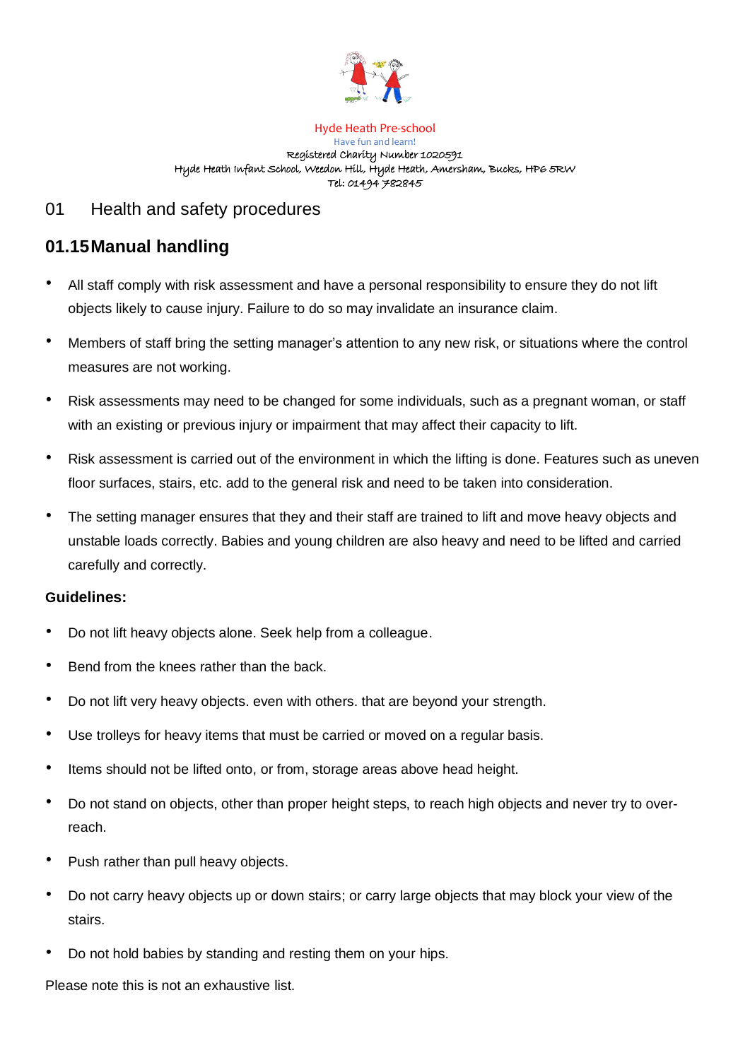Hyde Heath Pre-school
Have fun and learn!
Registered Charity Number 1020591
Hyde Heath Infant School, Weedon Hill, Hyde Heath, Amersham, Bucks, HP6 5RW
Tel: 01494 782845

# 01 Health and safety procedures

## 01.15 Manual handling

- All staff comply with risk assessment and have a personal responsibility to ensure they do not lift objects likely to cause injury. Failure to do so may invalidate an insurance claim.
- Members of staff bring the setting manager's attention to any new risk, or situations where the control measures are not working.
- Risk assessments may need to be changed for some individuals, such as a pregnant woman, or staff with an existing or previous injury or impairment that may affect their capacity to lift.
- Risk assessment is carried out of the environment in which the lifting is done. Features such as uneven floor surfaces, stairs, etc. add to the general risk and need to be taken into consideration.
- The setting manager ensures that they and their staff are trained to lift and move heavy objects and unstable loads correctly. Babies and young children are also heavy and need to be lifted and carried carefully and correctly.

**Guidelines:**

- Do not lift heavy objects alone. Seek help from a colleague.
- Bend from the knees rather than the back.
- Do not lift very heavy objects. even with others. that are beyond your strength.
- Use trolleys for heavy items that must be carried or moved on a regular basis.
- Items should not be lifted onto, or from, storage areas above head height.
- Do not stand on objects, other than proper height steps, to reach high objects and never try to over-reach.
- Push rather than pull heavy objects.
- Do not carry heavy objects up or down stairs; or carry large objects that may block your view of the stairs.
- Do not hold babies by standing and resting them on your hips.

Please note this is not an exhaustive list.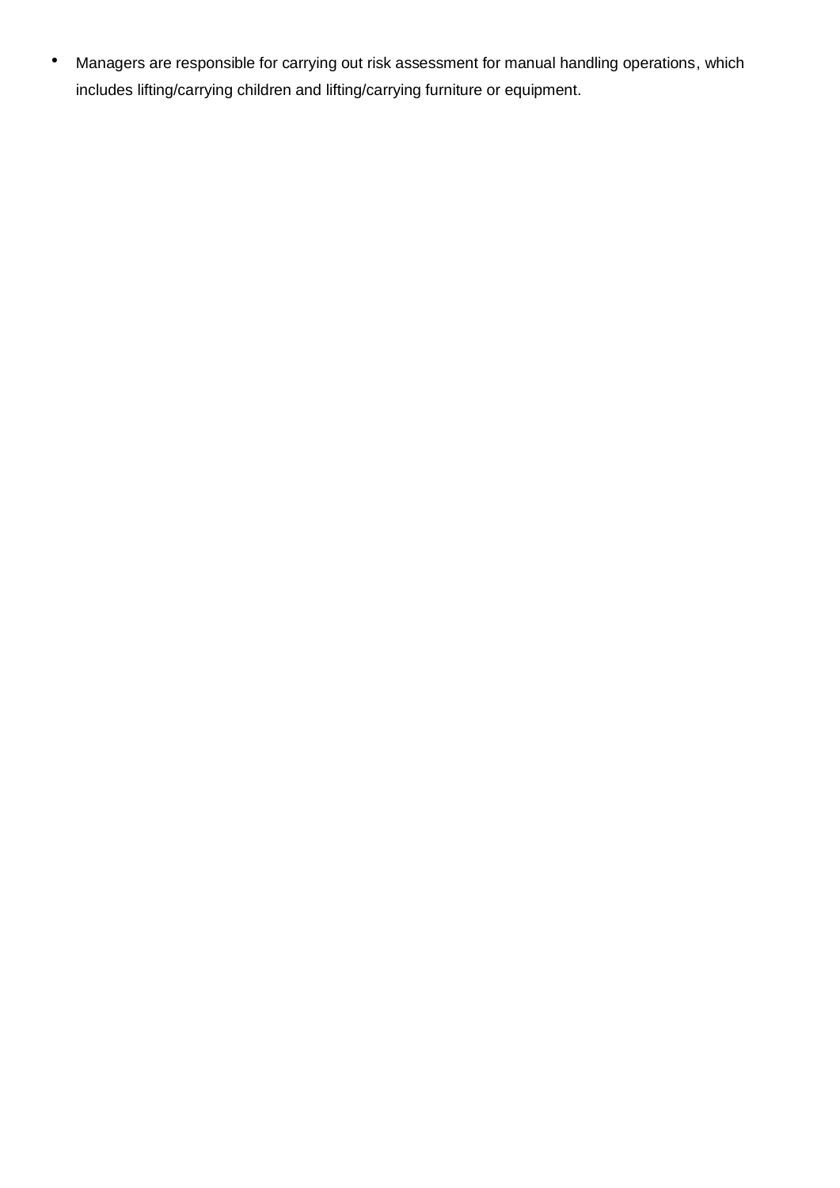- Managers are responsible for carrying out risk assessment for manual handling operations, which includes lifting/carrying children and lifting/carrying furniture or equipment.